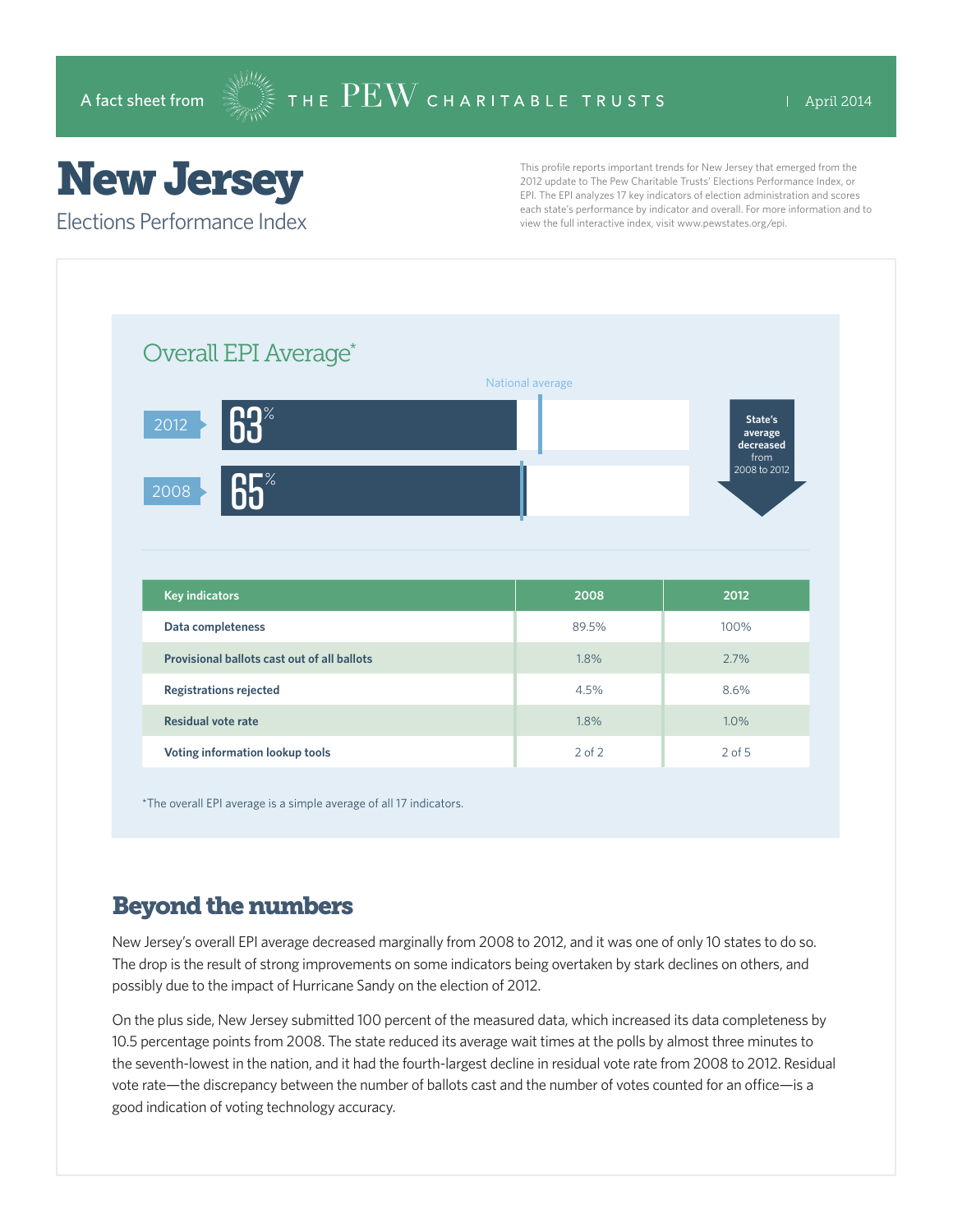A fact sheet from THE PEW CHARITABLE TRUSTS | April 2014

# New Jersey

## Elections Performance Index

This profile reports important trends for New Jersey that emerged from the 2012 update to The Pew Charitable Trusts' Elections Performance Index, or EPI. The EPI analyzes 17 key indicators of election administration and scores each state's performance by indicator and overall. For more information and to view the full interactive index, visit www.pewstates.org/epi.

### Overall EPI Average*

National average

| Year | Overall EPI Average |
|---|---|
| 2012 | 63% |
| 2008 | 65% |

State's average decreased from 2008 to 2012

| Key indicators | 2008 | 2012 |
|---|---|---|
| Data completeness | 89.5% | 100% |
| Provisional ballots cast out of all ballots | 1.8% | 2.7% |
| Registrations rejected | 4.5% | 8.6% |
| Residual vote rate | 1.8% | 1.0% |
| Voting information lookup tools | 2 of 2 | 2 of 5 |

*The overall EPI average is a simple average of all 17 indicators.

## Beyond the numbers

New Jersey's overall EPI average decreased marginally from 2008 to 2012, and it was one of only 10 states to do so. The drop is the result of strong improvements on some indicators being overtaken by stark declines on others, and possibly due to the impact of Hurricane Sandy on the election of 2012.

On the plus side, New Jersey submitted 100 percent of the measured data, which increased its data completeness by 10.5 percentage points from 2008. The state reduced its average wait times at the polls by almost three minutes to the seventh-lowest in the nation, and it had the fourth-largest decline in residual vote rate from 2008 to 2012. Residual vote rate—the discrepancy between the number of ballots cast and the number of votes counted for an office—is a good indication of voting technology accuracy.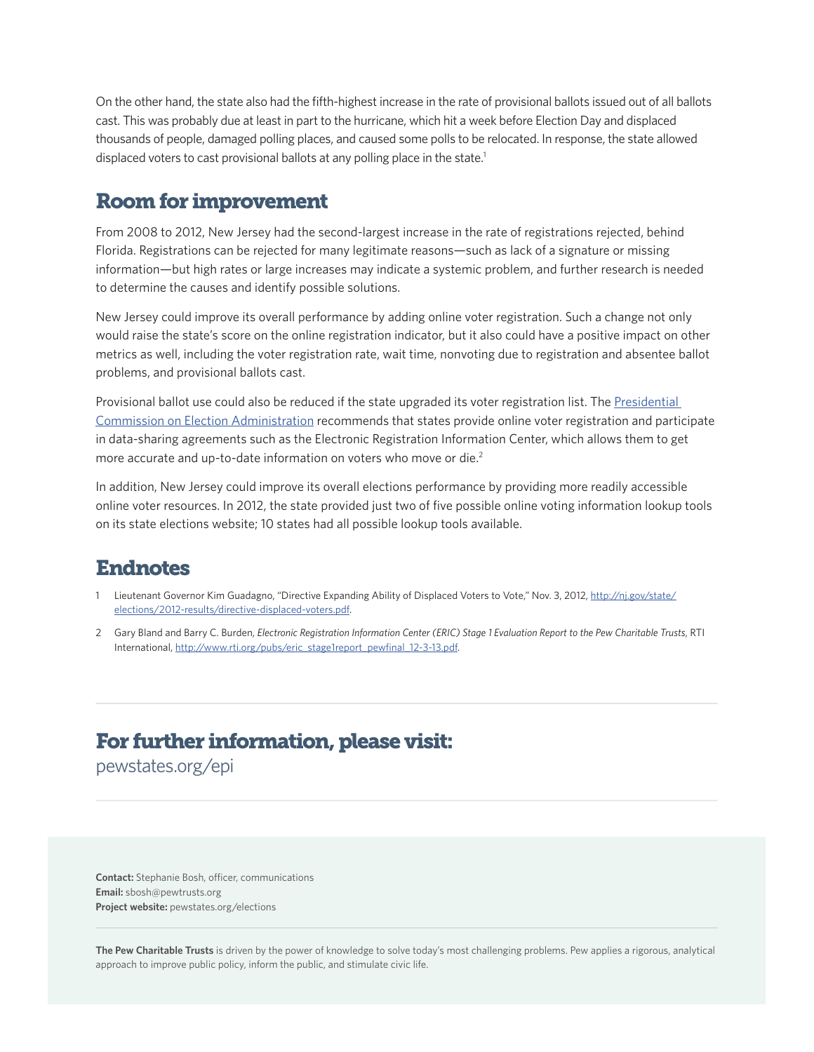On the other hand, the state also had the fifth-highest increase in the rate of provisional ballots issued out of all ballots cast. This was probably due at least in part to the hurricane, which hit a week before Election Day and displaced thousands of people, damaged polling places, and caused some polls to be relocated. In response, the state allowed displaced voters to cast provisional ballots at any polling place in the state.[1]

## Room for improvement

From 2008 to 2012, New Jersey had the second-largest increase in the rate of registrations rejected, behind Florida. Registrations can be rejected for many legitimate reasons—such as lack of a signature or missing information—but high rates or large increases may indicate a systemic problem, and further research is needed to determine the causes and identify possible solutions.

New Jersey could improve its overall performance by adding online voter registration. Such a change not only would raise the state's score on the online registration indicator, but it also could have a positive impact on other metrics as well, including the voter registration rate, wait time, nonvoting due to registration and absentee ballot problems, and provisional ballots cast.

Provisional ballot use could also be reduced if the state upgraded its voter registration list. The [Presidential Commission on Election Administration]() recommends that states provide online voter registration and participate in data-sharing agreements such as the Electronic Registration Information Center, which allows them to get more accurate and up-to-date information on voters who move or die.[2]

In addition, New Jersey could improve its overall elections performance by providing more readily accessible online voter resources. In 2012, the state provided just two of five possible online voting information lookup tools on its state elections website; 10 states had all possible lookup tools available.

## Endnotes

1. Lieutenant Governor Kim Guadagno, "Directive Expanding Ability of Displaced Voters to Vote," Nov. 3, 2012, http://nj.gov/state/elections/2012-results/directive-displaced-voters.pdf.
2. Gary Bland and Barry C. Burden, *Electronic Registration Information Center (ERIC) Stage 1 Evaluation Report to the Pew Charitable Trusts*, RTI International, http://www.rti.org/pubs/eric_stage1report_pewfinal_12-3-13.pdf.

## For further information, please visit:

pewstates.org/epi

**Contact:** Stephanie Bosh, officer, communications
**Email:** sbosh@pewtrusts.org
**Project website:** pewstates.org/elections

**The Pew Charitable Trusts** is driven by the power of knowledge to solve today's most challenging problems. Pew applies a rigorous, analytical approach to improve public policy, inform the public, and stimulate civic life.